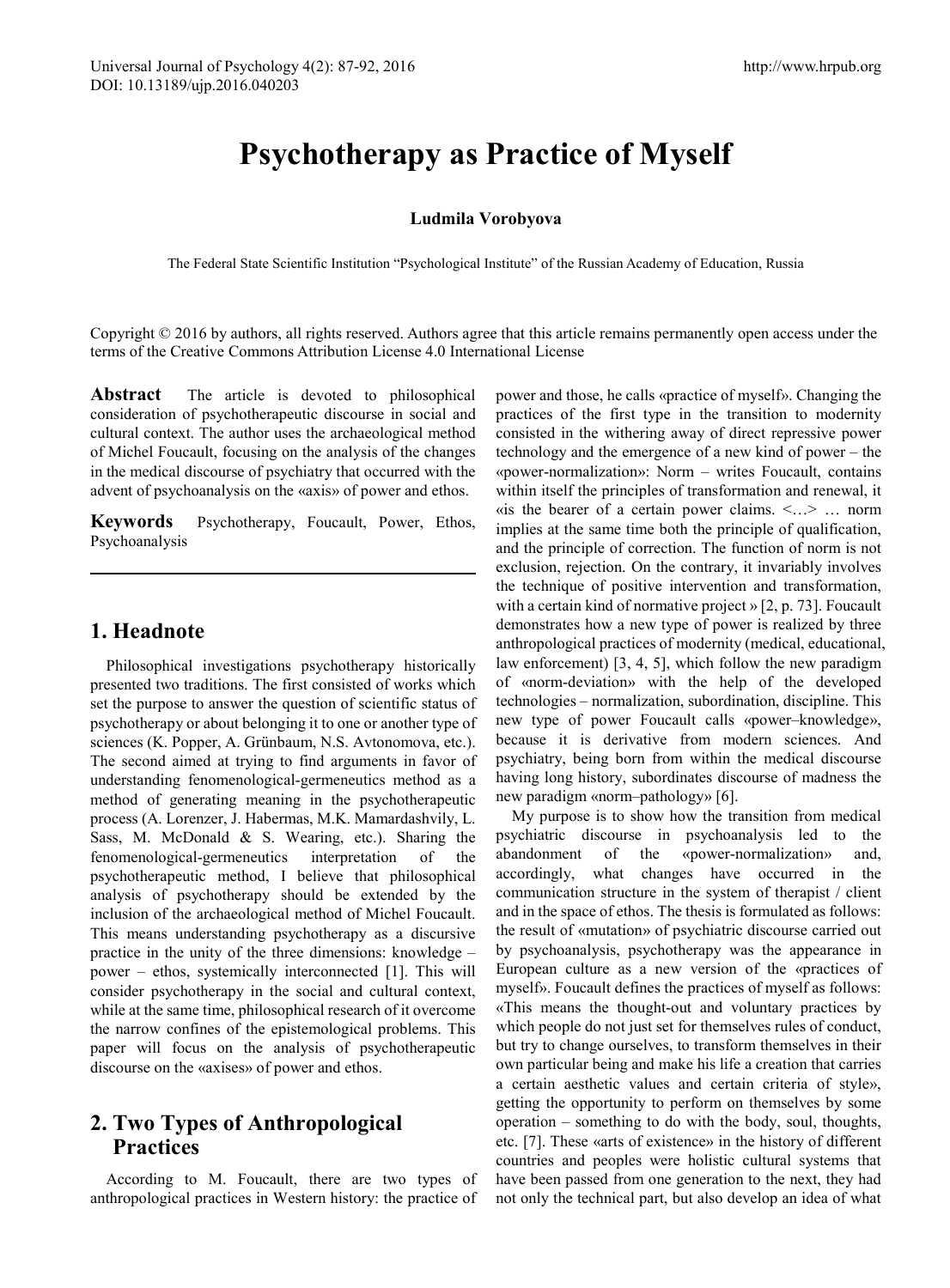# Psychotherapy as Practice of Myself

**Ludmila Vorobyova**

The Federal State Scientific Institution "Psychological Institute" of the Russian Academy of Education, Russia

Copyright © 2016 by authors, all rights reserved. Authors agree that this article remains permanently open access under the terms of the Creative Commons Attribution License 4.0 International License

**Abstract** The article is devoted to philosophical consideration of psychotherapeutic discourse in social and cultural context. The author uses the archaeological method of Michel Foucault, focusing on the analysis of the changes in the medical discourse of psychiatry that occurred with the advent of psychoanalysis on the «axis» of power and ethos.

**Keywords** Psychotherapy, Foucault, Power, Ethos, Psychoanalysis

## 1. Headnote

Philosophical investigations psychotherapy historically presented two traditions. The first consisted of works which set the purpose to answer the question of scientific status of psychotherapy or about belonging it to one or another type of sciences (K. Popper, A. Grünbaum, N.S. Avtonomova, etc.). The second aimed at trying to find arguments in favor of understanding fenomenological-germeneutics method as a method of generating meaning in the psychotherapeutic process (A. Lorenzer, J. Habermas, M.K. Mamardashvily, L. Sass, M. McDonald & S. Wearing, etc.). Sharing the fenomenological-germeneutics interpretation of the psychotherapeutic method, I believe that philosophical analysis of psychotherapy should be extended by the inclusion of the archaeological method of Michel Foucault. This means understanding psychotherapy as a discursive practice in the unity of the three dimensions: knowledge – power – ethos, systemically interconnected [1]. This will consider psychotherapy in the social and cultural context, while at the same time, philosophical research of it overcome the narrow confines of the epistemological problems. This paper will focus on the analysis of psychotherapeutic discourse on the «axises» of power and ethos.

## 2. Two Types of Anthropological Practices

According to M. Foucault, there are two types of anthropological practices in Western history: the practice of power and those, he calls «practice of myself». Changing the practices of the first type in the transition to modernity consisted in the withering away of direct repressive power technology and the emergence of a new kind of power – the «power-normalization»: Norm – writes Foucault, contains within itself the principles of transformation and renewal, it «is the bearer of a certain power claims. <…> … norm implies at the same time both the principle of qualification, and the principle of correction. The function of norm is not exclusion, rejection. On the contrary, it invariably involves the technique of positive intervention and transformation, with a certain kind of normative project » [2, p. 73]. Foucault demonstrates how a new type of power is realized by three anthropological practices of modernity (medical, educational, law enforcement) [3, 4, 5], which follow the new paradigm of «norm-deviation» with the help of the developed technologies – normalization, subordination, discipline. This new type of power Foucault calls «power–knowledge», because it is derivative from modern sciences. And psychiatry, being born from within the medical discourse having long history, subordinates discourse of madness the new paradigm «norm–pathology» [6].

My purpose is to show how the transition from medical psychiatric discourse in psychoanalysis led to the abandonment of the «power-normalization» and, accordingly, what changes have occurred in the communication structure in the system of therapist / client and in the space of ethos. The thesis is formulated as follows: the result of «mutation» of psychiatric discourse carried out by psychoanalysis, psychotherapy was the appearance in European culture as a new version of the «practices of myself». Foucault defines the practices of myself as follows: «This means the thought-out and voluntary practices by which people do not just set for themselves rules of conduct, but try to change ourselves, to transform themselves in their own particular being and make his life a creation that carries a certain aesthetic values and certain criteria of style», getting the opportunity to perform on themselves by some operation – something to do with the body, soul, thoughts, etc. [7]. These «arts of existence» in the history of different countries and peoples were holistic cultural systems that have been passed from one generation to the next, they had not only the technical part, but also develop an idea of what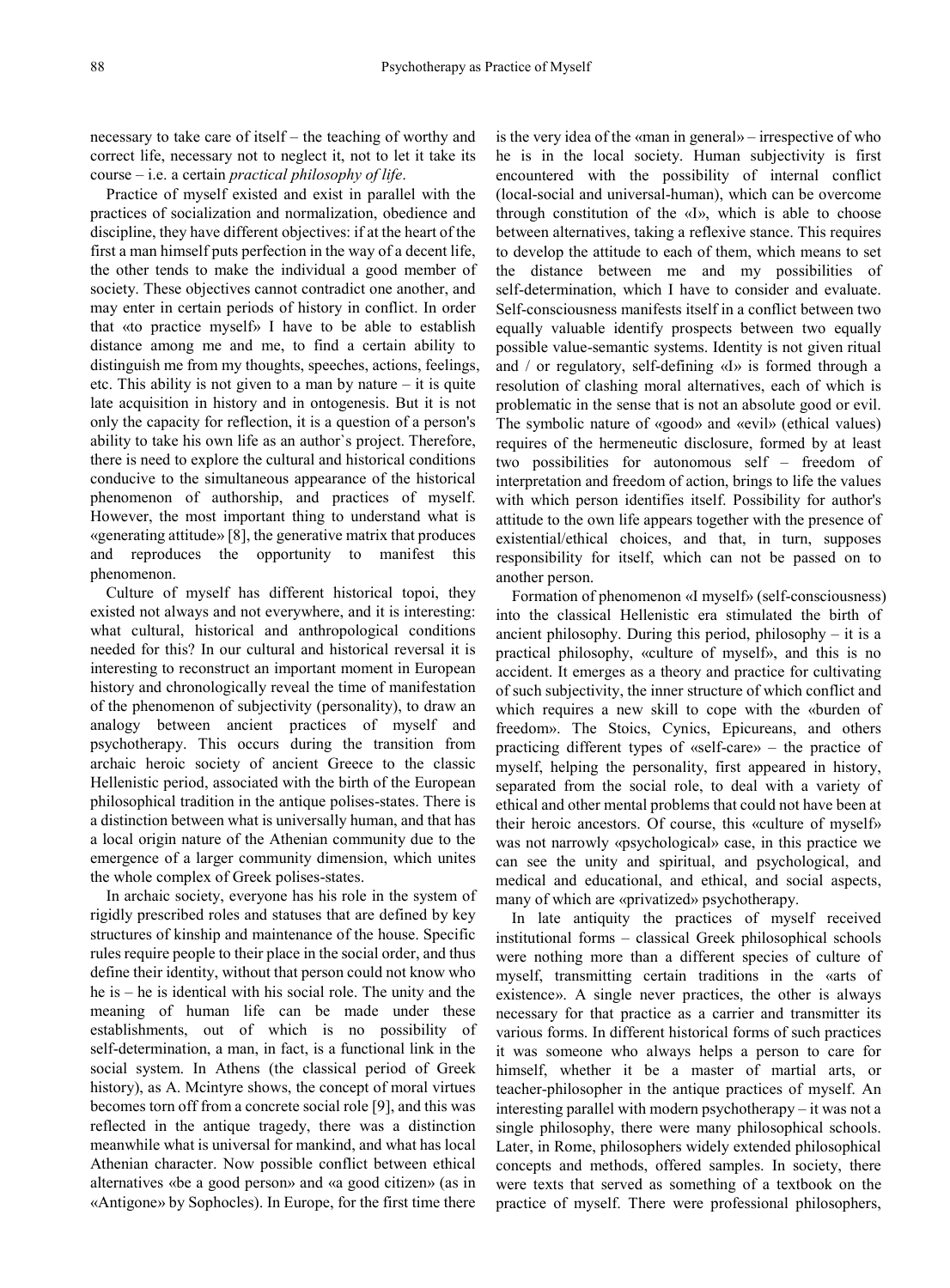necessary to take care of itself – the teaching of worthy and correct life, necessary not to neglect it, not to let it take its course – i.e. a certain *practical philosophy of life*.

Practice of myself existed and exist in parallel with the practices of socialization and normalization, obedience and discipline, they have different objectives: if at the heart of the first a man himself puts perfection in the way of a decent life, the other tends to make the individual a good member of society. These objectives cannot contradict one another, and may enter in certain periods of history in conflict. In order that «to practice myself» I have to be able to establish distance among me and me, to find a certain ability to distinguish me from my thoughts, speeches, actions, feelings, etc. This ability is not given to a man by nature – it is quite late acquisition in history and in ontogenesis. But it is not only the capacity for reflection, it is a question of a person's ability to take his own life as an author`s project. Therefore, there is need to explore the cultural and historical conditions conducive to the simultaneous appearance of the historical phenomenon of authorship, and practices of myself. However, the most important thing to understand what is «generating attitude» [8], the generative matrix that produces and reproduces the opportunity to manifest this phenomenon.

Culture of myself has different historical topoi, they existed not always and not everywhere, and it is interesting: what cultural, historical and anthropological conditions needed for this? In our cultural and historical reversal it is interesting to reconstruct an important moment in European history and chronologically reveal the time of manifestation of the phenomenon of subjectivity (personality), to draw an analogy between ancient practices of myself and psychotherapy. This occurs during the transition from archaic heroic society of ancient Greece to the classic Hellenistic period, associated with the birth of the European philosophical tradition in the antique polises-states. There is a distinction between what is universally human, and that has a local origin nature of the Athenian community due to the emergence of a larger community dimension, which unites the whole complex of Greek polises-states.

In archaic society, everyone has his role in the system of rigidly prescribed roles and statuses that are defined by key structures of kinship and maintenance of the house. Specific rules require people to their place in the social order, and thus define their identity, without that person could not know who he is – he is identical with his social role. The unity and the meaning of human life can be made under these establishments, out of which is no possibility of self-determination, a man, in fact, is a functional link in the social system. In Athens (the classical period of Greek history), as A. Mcintyre shows, the concept of moral virtues becomes torn off from a concrete social role [9], and this was reflected in the antique tragedy, there was a distinction meanwhile what is universal for mankind, and what has local Athenian character. Now possible conflict between ethical alternatives «be a good person» and «a good citizen» (as in «Antigone» by Sophocles). In Europe, for the first time there is the very idea of the «man in general» – irrespective of who he is in the local society. Human subjectivity is first encountered with the possibility of internal conflict (local-social and universal-human), which can be overcome through constitution of the «I», which is able to choose between alternatives, taking a reflexive stance. This requires to develop the attitude to each of them, which means to set the distance between me and my possibilities of self-determination, which I have to consider and evaluate. Self-consciousness manifests itself in a conflict between two equally valuable identify prospects between two equally possible value-semantic systems. Identity is not given ritual and / or regulatory, self-defining «I» is formed through a resolution of clashing moral alternatives, each of which is problematic in the sense that is not an absolute good or evil. The symbolic nature of «good» and «evil» (ethical values) requires of the hermeneutic disclosure, formed by at least two possibilities for autonomous self – freedom of interpretation and freedom of action, brings to life the values with which person identifies itself. Possibility for author's attitude to the own life appears together with the presence of existential/ethical choices, and that, in turn, supposes responsibility for itself, which can not be passed on to another person.

Formation of phenomenon «I myself» (self-consciousness) into the classical Hellenistic era stimulated the birth of ancient philosophy. During this period, philosophy – it is a practical philosophy, «culture of myself», and this is no accident. It emerges as a theory and practice for cultivating of such subjectivity, the inner structure of which conflict and which requires a new skill to cope with the «burden of freedom». The Stoics, Cynics, Epicureans, and others practicing different types of «self-care» – the practice of myself, helping the personality, first appeared in history, separated from the social role, to deal with a variety of ethical and other mental problems that could not have been at their heroic ancestors. Of course, this «culture of myself» was not narrowly «psychological» case, in this practice we can see the unity and spiritual, and psychological, and medical and educational, and ethical, and social aspects, many of which are «privatized» psychotherapy.

In late antiquity the practices of myself received institutional forms – classical Greek philosophical schools were nothing more than a different species of culture of myself, transmitting certain traditions in the «arts of existence». A single never practices, the other is always necessary for that practice as a carrier and transmitter its various forms. In different historical forms of such practices it was someone who always helps a person to care for himself, whether it be a master of martial arts, or teacher-philosopher in the antique practices of myself. An interesting parallel with modern psychotherapy – it was not a single philosophy, there were many philosophical schools. Later, in Rome, philosophers widely extended philosophical concepts and methods, offered samples. In society, there were texts that served as something of a textbook on the practice of myself. There were professional philosophers,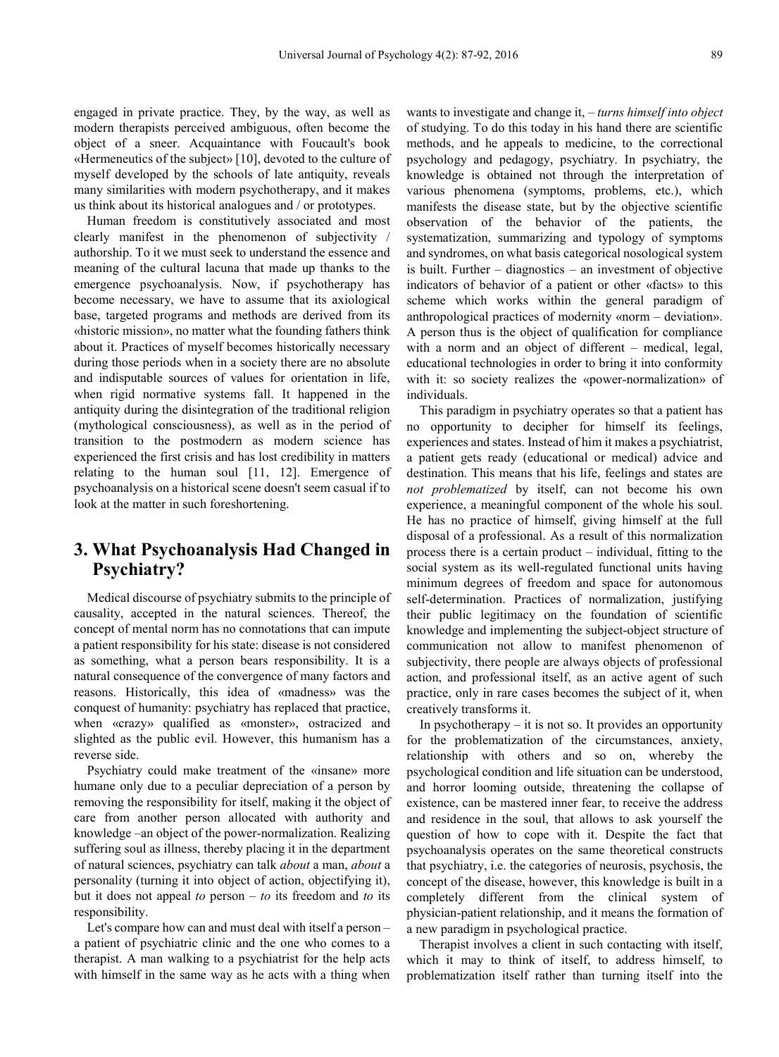engaged in private practice. They, by the way, as well as modern therapists perceived ambiguous, often become the object of a sneer. Acquaintance with Foucault's book «Hermeneutics of the subject» [10], devoted to the culture of myself developed by the schools of late antiquity, reveals many similarities with modern psychotherapy, and it makes us think about its historical analogues and / or prototypes.

Human freedom is constitutively associated and most clearly manifest in the phenomenon of subjectivity / authorship. To it we must seek to understand the essence and meaning of the cultural lacuna that made up thanks to the emergence psychoanalysis. Now, if psychotherapy has become necessary, we have to assume that its axiological base, targeted programs and methods are derived from its «historic mission», no matter what the founding fathers think about it. Practices of myself becomes historically necessary during those periods when in a society there are no absolute and indisputable sources of values for orientation in life, when rigid normative systems fall. It happened in the antiquity during the disintegration of the traditional religion (mythological consciousness), as well as in the period of transition to the postmodern as modern science has experienced the first crisis and has lost credibility in matters relating to the human soul [11, 12]. Emergence of psychoanalysis on a historical scene doesn't seem casual if to look at the matter in such foreshortening.

## 3. What Psychoanalysis Had Changed in Psychiatry?

Medical discourse of psychiatry submits to the principle of causality, accepted in the natural sciences. Thereof, the concept of mental norm has no connotations that can impute a patient responsibility for his state: disease is not considered as something, what a person bears responsibility. It is a natural consequence of the convergence of many factors and reasons. Historically, this idea of «madness» was the conquest of humanity: psychiatry has replaced that practice, when «crazy» qualified as «monster», ostracized and slighted as the public evil. However, this humanism has a reverse side.

Psychiatry could make treatment of the «insane» more humane only due to a peculiar depreciation of a person by removing the responsibility for itself, making it the object of care from another person allocated with authority and knowledge –an object of the power-normalization. Realizing suffering soul as illness, thereby placing it in the department of natural sciences, psychiatry can talk *about* a man, *about* a personality (turning it into object of action, objectifying it), but it does not appeal *to* person – *to* its freedom and *to* its responsibility.

Let's compare how can and must deal with itself a person – a patient of psychiatric clinic and the one who comes to a therapist. A man walking to a psychiatrist for the help acts with himself in the same way as he acts with a thing when wants to investigate and change it, – *turns himself into object* of studying. To do this today in his hand there are scientific methods, and he appeals to medicine, to the correctional psychology and pedagogy, psychiatry. In psychiatry, the knowledge is obtained not through the interpretation of various phenomena (symptoms, problems, etc.), which manifests the disease state, but by the objective scientific observation of the behavior of the patients, the systematization, summarizing and typology of symptoms and syndromes, on what basis categorical nosological system is built. Further – diagnostics – an investment of objective indicators of behavior of a patient or other «facts» to this scheme which works within the general paradigm of anthropological practices of modernity «norm – deviation». A person thus is the object of qualification for compliance with a norm and an object of different – medical, legal, educational technologies in order to bring it into conformity with it: so society realizes the «power-normalization» of individuals.

This paradigm in psychiatry operates so that a patient has no opportunity to decipher for himself its feelings, experiences and states. Instead of him it makes a psychiatrist, a patient gets ready (educational or medical) advice and destination. This means that his life, feelings and states are *not problematized* by itself, can not become his own experience, a meaningful component of the whole his soul. He has no practice of himself, giving himself at the full disposal of a professional. As a result of this normalization process there is a certain product – individual, fitting to the social system as its well-regulated functional units having minimum degrees of freedom and space for autonomous self-determination. Practices of normalization, justifying their public legitimacy on the foundation of scientific knowledge and implementing the subject-object structure of communication not allow to manifest phenomenon of subjectivity, there people are always objects of professional action, and professional itself, as an active agent of such practice, only in rare cases becomes the subject of it, when creatively transforms it.

In psychotherapy – it is not so. It provides an opportunity for the problematization of the circumstances, anxiety, relationship with others and so on, whereby the psychological condition and life situation can be understood, and horror looming outside, threatening the collapse of existence, can be mastered inner fear, to receive the address and residence in the soul, that allows to ask yourself the question of how to cope with it. Despite the fact that psychoanalysis operates on the same theoretical constructs that psychiatry, i.e. the categories of neurosis, psychosis, the concept of the disease, however, this knowledge is built in a completely different from the clinical system of physician-patient relationship, and it means the formation of a new paradigm in psychological practice.

Therapist involves a client in such contacting with itself, which it may to think of itself, to address himself, to problematization itself rather than turning itself into the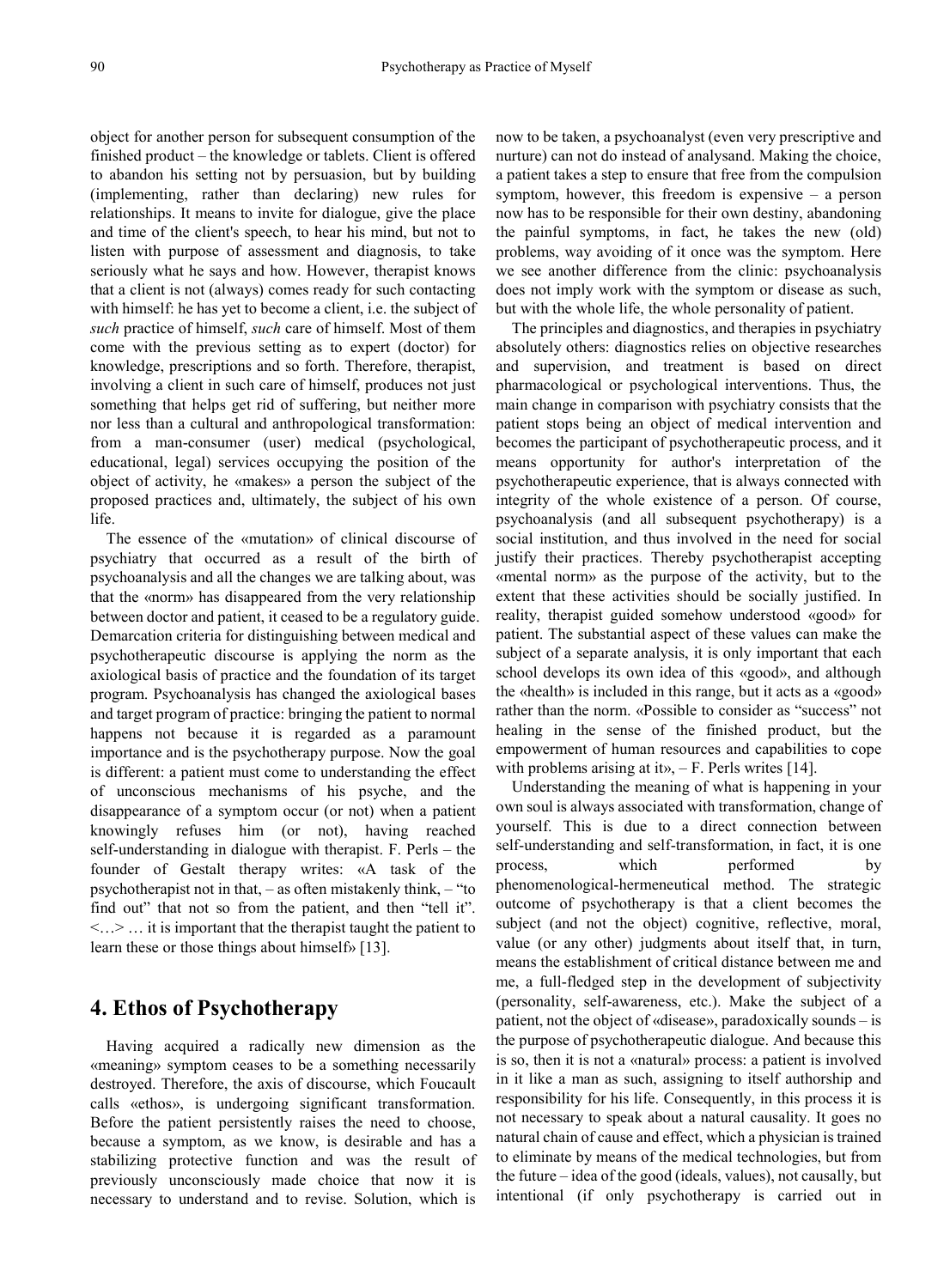object for another person for subsequent consumption of the finished product – the knowledge or tablets. Client is offered to abandon his setting not by persuasion, but by building (implementing, rather than declaring) new rules for relationships. It means to invite for dialogue, give the place and time of the client's speech, to hear his mind, but not to listen with purpose of assessment and diagnosis, to take seriously what he says and how. However, therapist knows that a client is not (always) comes ready for such contacting with himself: he has yet to become a client, i.e. the subject of *such* practice of himself, *such* care of himself. Most of them come with the previous setting as to expert (doctor) for knowledge, prescriptions and so forth. Therefore, therapist, involving a client in such care of himself, produces not just something that helps get rid of suffering, but neither more nor less than a cultural and anthropological transformation: from a man-consumer (user) medical (psychological, educational, legal) services occupying the position of the object of activity, he «makes» a person the subject of the proposed practices and, ultimately, the subject of his own life.

The essence of the «mutation» of clinical discourse of psychiatry that occurred as a result of the birth of psychoanalysis and all the changes we are talking about, was that the «norm» has disappeared from the very relationship between doctor and patient, it ceased to be a regulatory guide. Demarcation criteria for distinguishing between medical and psychotherapeutic discourse is applying the norm as the axiological basis of practice and the foundation of its target program. Psychoanalysis has changed the axiological bases and target program of practice: bringing the patient to normal happens not because it is regarded as a paramount importance and is the psychotherapy purpose. Now the goal is different: a patient must come to understanding the effect of unconscious mechanisms of his psyche, and the disappearance of a symptom occur (or not) when a patient knowingly refuses him (or not), having reached self-understanding in dialogue with therapist. F. Perls – the founder of Gestalt therapy writes: «A task of the psychotherapist not in that, – as often mistakenly think, – "to find out" that not so from the patient, and then "tell it". <…> … it is important that the therapist taught the patient to learn these or those things about himself» [13].

## 4. Ethos of Psychotherapy

Having acquired a radically new dimension as the «meaning» symptom ceases to be a something necessarily destroyed. Therefore, the axis of discourse, which Foucault calls «ethos», is undergoing significant transformation. Before the patient persistently raises the need to choose, because a symptom, as we know, is desirable and has a stabilizing protective function and was the result of previously unconsciously made choice that now it is necessary to understand and to revise. Solution, which is now to be taken, a psychoanalyst (even very prescriptive and nurture) can not do instead of analysand. Making the choice, a patient takes a step to ensure that free from the compulsion symptom, however, this freedom is expensive – a person now has to be responsible for their own destiny, abandoning the painful symptoms, in fact, he takes the new (old) problems, way avoiding of it once was the symptom. Here we see another difference from the clinic: psychoanalysis does not imply work with the symptom or disease as such, but with the whole life, the whole personality of patient.

The principles and diagnostics, and therapies in psychiatry absolutely others: diagnostics relies on objective researches and supervision, and treatment is based on direct pharmacological or psychological interventions. Thus, the main change in comparison with psychiatry consists that the patient stops being an object of medical intervention and becomes the participant of psychotherapeutic process, and it means opportunity for author's interpretation of the psychotherapeutic experience, that is always connected with integrity of the whole existence of a person. Of course, psychoanalysis (and all subsequent psychotherapy) is a social institution, and thus involved in the need for social justify their practices. Thereby psychotherapist accepting «mental norm» as the purpose of the activity, but to the extent that these activities should be socially justified. In reality, therapist guided somehow understood «good» for patient. The substantial aspect of these values can make the subject of a separate analysis, it is only important that each school develops its own idea of this «good», and although the «health» is included in this range, but it acts as a «good» rather than the norm. «Possible to consider as "success" not healing in the sense of the finished product, but the empowerment of human resources and capabilities to cope with problems arising at it», – F. Perls writes [14].

Understanding the meaning of what is happening in your own soul is always associated with transformation, change of yourself. This is due to a direct connection between self-understanding and self-transformation, in fact, it is one process, which performed by phenomenological-hermeneutical method. The strategic outcome of psychotherapy is that a client becomes the subject (and not the object) cognitive, reflective, moral, value (or any other) judgments about itself that, in turn, means the establishment of critical distance between me and me, a full-fledged step in the development of subjectivity (personality, self-awareness, etc.). Make the subject of a patient, not the object of «disease», paradoxically sounds – is the purpose of psychotherapeutic dialogue. And because this is so, then it is not a «natural» process: a patient is involved in it like a man as such, assigning to itself authorship and responsibility for his life. Consequently, in this process it is not necessary to speak about a natural causality. It goes no natural chain of cause and effect, which a physician is trained to eliminate by means of the medical technologies, but from the future – idea of the good (ideals, values), not causally, but intentional (if only psychotherapy is carried out in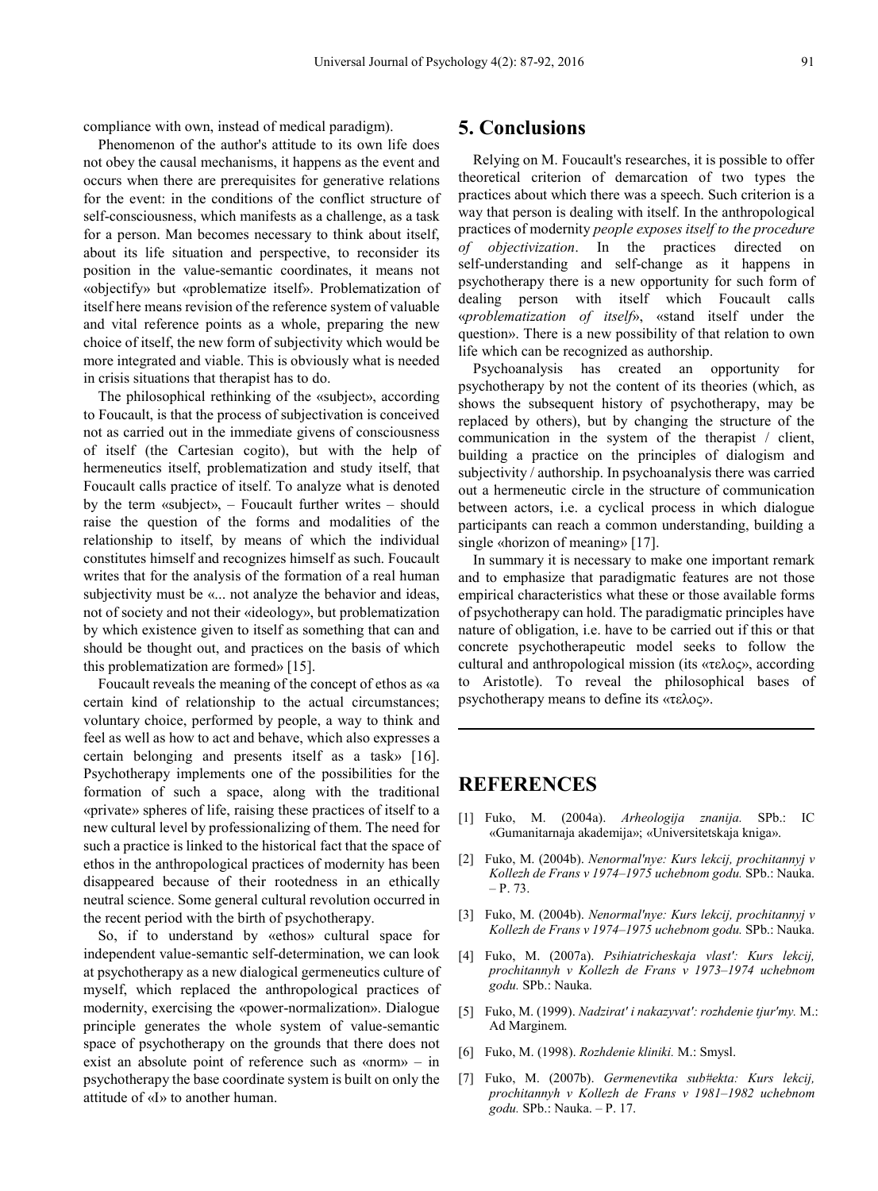compliance with own, instead of medical paradigm).

Phenomenon of the author's attitude to its own life does not obey the causal mechanisms, it happens as the event and occurs when there are prerequisites for generative relations for the event: in the conditions of the conflict structure of self-consciousness, which manifests as a challenge, as a task for a person. Man becomes necessary to think about itself, about its life situation and perspective, to reconsider its position in the value-semantic coordinates, it means not «objectify» but «problematize itself». Problematization of itself here means revision of the reference system of valuable and vital reference points as a whole, preparing the new choice of itself, the new form of subjectivity which would be more integrated and viable. This is obviously what is needed in crisis situations that therapist has to do.

The philosophical rethinking of the «subject», according to Foucault, is that the process of subjectivation is conceived not as carried out in the immediate givens of consciousness of itself (the Cartesian cogito), but with the help of hermeneutics itself, problematization and study itself, that Foucault calls practice of itself. To analyze what is denoted by the term «subject», – Foucault further writes – should raise the question of the forms and modalities of the relationship to itself, by means of which the individual constitutes himself and recognizes himself as such. Foucault writes that for the analysis of the formation of a real human subjectivity must be «... not analyze the behavior and ideas, not of society and not their «ideology», but problematization by which existence given to itself as something that can and should be thought out, and practices on the basis of which this problematization are formed» [15].

Foucault reveals the meaning of the concept of ethos as «a certain kind of relationship to the actual circumstances; voluntary choice, performed by people, a way to think and feel as well as how to act and behave, which also expresses a certain belonging and presents itself as a task» [16]. Psychotherapy implements one of the possibilities for the formation of such a space, along with the traditional «private» spheres of life, raising these practices of itself to a new cultural level by professionalizing of them. The need for such a practice is linked to the historical fact that the space of ethos in the anthropological practices of modernity has been disappeared because of their rootedness in an ethically neutral science. Some general cultural revolution occurred in the recent period with the birth of psychotherapy.

So, if to understand by «ethos» cultural space for independent value-semantic self-determination, we can look at psychotherapy as a new dialogical germeneutics culture of myself, which replaced the anthropological practices of modernity, exercising the «power-normalization». Dialogue principle generates the whole system of value-semantic space of psychotherapy on the grounds that there does not exist an absolute point of reference such as «norm» – in psychotherapy the base coordinate system is built on only the attitude of «I» to another human.

## 5. Conclusions

Relying on M. Foucault's researches, it is possible to offer theoretical criterion of demarcation of two types the practices about which there was a speech. Such criterion is a way that person is dealing with itself. In the anthropological practices of modernity *people exposes itself to the procedure of objectivization*. In the practices directed on self-understanding and self-change as it happens in psychotherapy there is a new opportunity for such form of dealing person with itself which Foucault calls «*problematization of itself*», «stand itself under the question». There is a new possibility of that relation to own life which can be recognized as authorship.

Psychoanalysis has created an opportunity for psychotherapy by not the content of its theories (which, as shows the subsequent history of psychotherapy, may be replaced by others), but by changing the structure of the communication in the system of the therapist / client, building a practice on the principles of dialogism and subjectivity / authorship. In psychoanalysis there was carried out a hermeneutic circle in the structure of communication between actors, i.e. a cyclical process in which dialogue participants can reach a common understanding, building a single «horizon of meaning» [17].

In summary it is necessary to make one important remark and to emphasize that paradigmatic features are not those empirical characteristics what these or those available forms of psychotherapy can hold. The paradigmatic principles have nature of obligation, i.e. have to be carried out if this or that concrete psychotherapeutic model seeks to follow the cultural and anthropological mission (its «τελος», according to Aristotle). To reveal the philosophical bases of psychotherapy means to define its «τελος».

## REFERENCES

[1] Fuko, M. (2004a). *Arheologija znanija.* SPb.: IC «Gumanitarnaja akademija»; «Universitetskaja kniga».

[2] Fuko, M. (2004b). *Nenormal'nye: Kurs lekcij, prochitannyj v Kollezh de Frans v 1974–1975 uchebnom godu.* SPb.: Nauka. – P. 73.

[3] Fuko, M. (2004b). *Nenormal'nye: Kurs lekcij, prochitannyj v Kollezh de Frans v 1974–1975 uchebnom godu.* SPb.: Nauka.

[4] Fuko, M. (2007a). *Psihiatricheskaja vlast': Kurs lekcij, prochitannyh v Kollezh de Frans v 1973–1974 uchebnom godu.* SPb.: Nauka.

[5] Fuko, M. (1999). *Nadzirat' i nakazyvat': rozhdenie tjur'my.* M.: Ad Marginem.

[6] Fuko, M. (1998). *Rozhdenie kliniki.* M.: Smysl.

[7] Fuko, M. (2007b). *Germenevtika sub#ekta: Kurs lekcij, prochitannyh v Kollezh de Frans v 1981–1982 uchebnom godu.* SPb.: Nauka. – P. 17.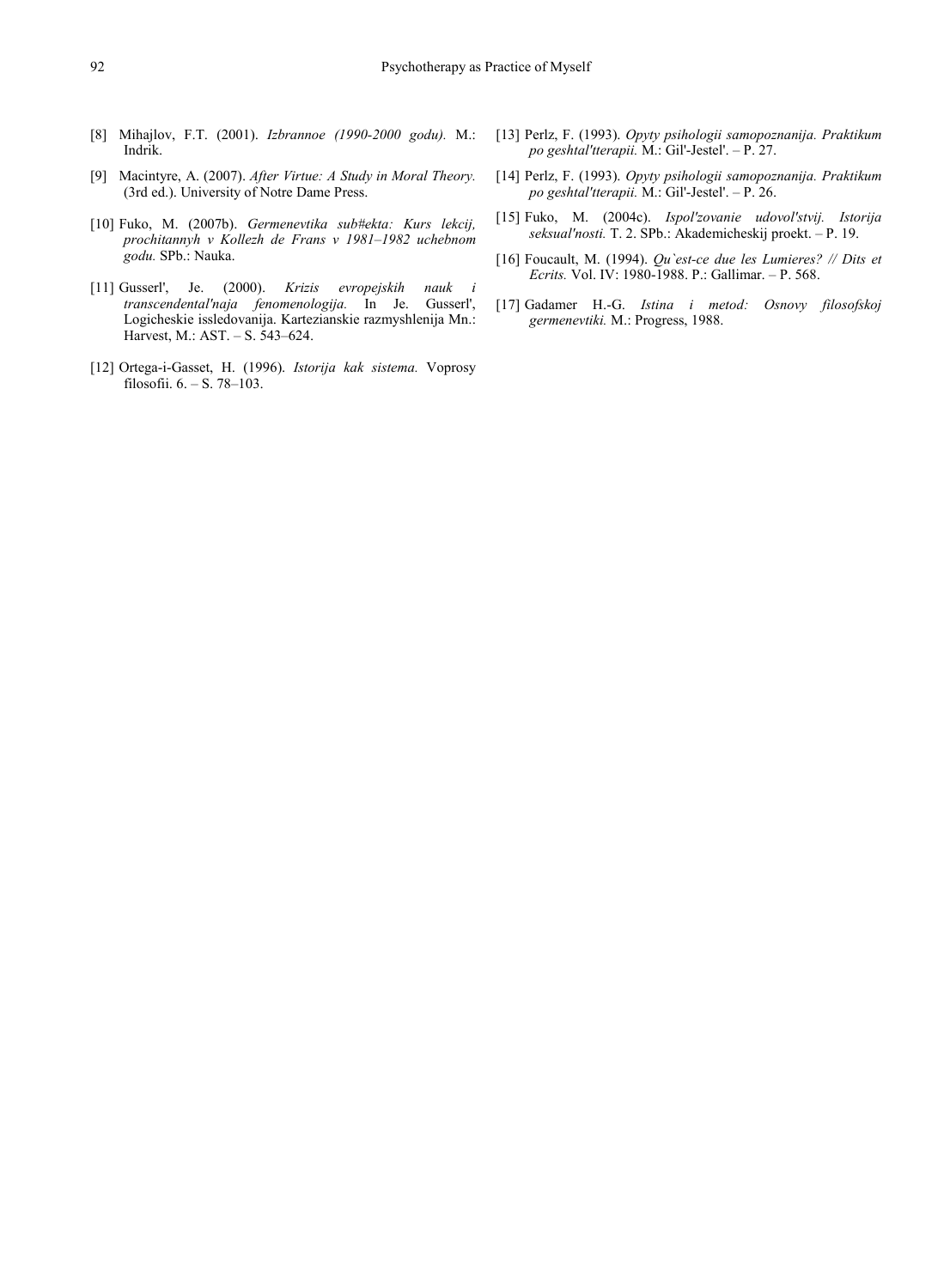[8] Mihajlov, F.T. (2001). *Izbrannoe (1990-2000 godu).* M.: Indrik.

[9] Macintyre, A. (2007). *After Virtue: A Study in Moral Theory.* (3rd ed.). University of Notre Dame Press.

[10] Fuko, M. (2007b). *Germenevtika sub#ekta: Kurs lekcij, prochitannyh v Kollezh de Frans v 1981–1982 uchebnom godu.* SPb.: Nauka.

[11] Gusserl', Je. (2000). *Krizis evropejskih nauk i transcendental'naja fenomenologija.* In Je. Gusserl', Logicheskie issledovanija. Kartezianskie razmyshlenija Mn.: Harvest, M.: AST. – S. 543–624.

[12] Ortega-i-Gasset, H. (1996). *Istorija kak sistema.* Voprosy filosofii. 6. – S. 78–103.

[13] Perlz, F. (1993). *Opyty psihologii samopoznanija. Praktikum po geshtal'tterapii.* M.: Gil'-Jestel'. – P. 27.

[14] Perlz, F. (1993). *Opyty psihologii samopoznanija. Praktikum po geshtal'tterapii.* M.: Gil'-Jestel'. – P. 26.

[15] Fuko, M. (2004c). *Ispol'zovanie udovol'stvij. Istorija seksual'nosti.* T. 2. SPb.: Akademicheskij proekt. – P. 19.

[16] Foucault, M. (1994). *Qu`est-ce due les Lumieres? // Dits et Ecrits.* Vol. IV: 1980-1988. P.: Gallimar. – P. 568.

[17] Gadamer H.-G. *Istina i metod: Osnovy filosofskoj germenevtiki.* M.: Progress, 1988.